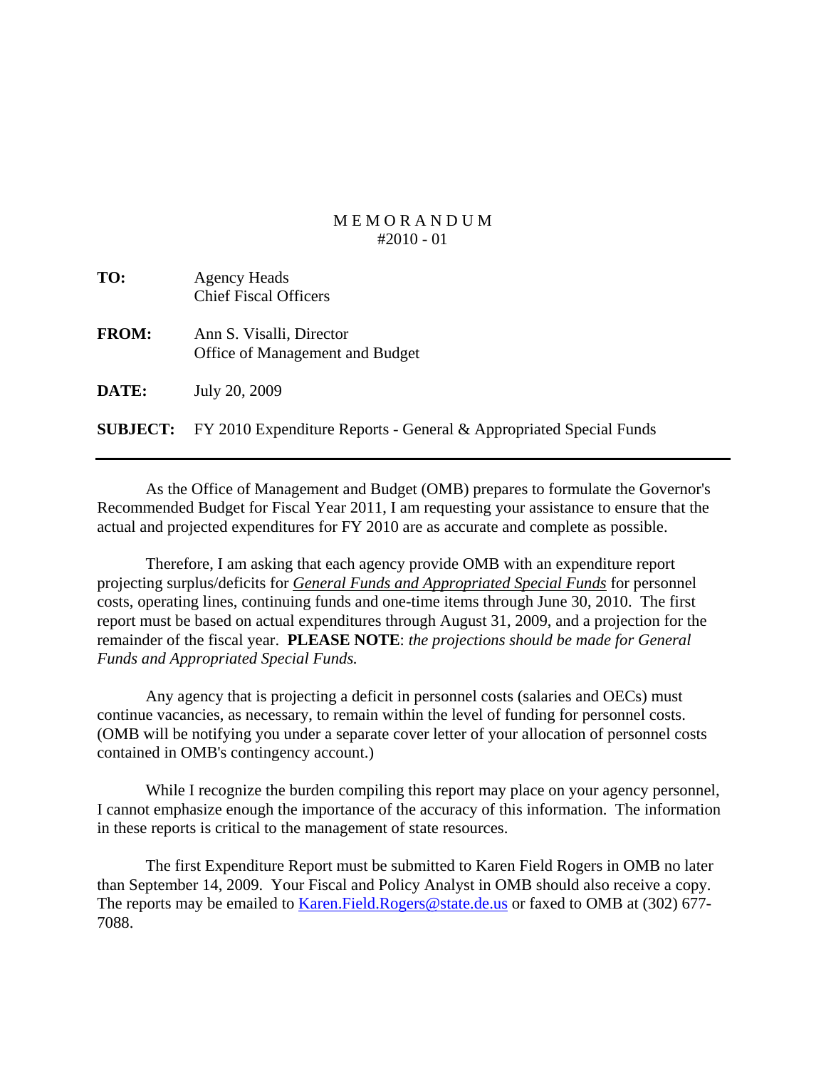# M E M O R A N D U M
## #2010 - 01

**TO:** Agency Heads
Chief Fiscal Officers

**FROM:** Ann S. Visalli, Director
Office of Management and Budget

**DATE:** July 20, 2009

**SUBJECT:** FY 2010 Expenditure Reports - General & Appropriated Special Funds

---

As the Office of Management and Budget (OMB) prepares to formulate the Governor's Recommended Budget for Fiscal Year 2011, I am requesting your assistance to ensure that the actual and projected expenditures for FY 2010 are as accurate and complete as possible.

Therefore, I am asking that each agency provide OMB with an expenditure report projecting surplus/deficits for ***General Funds and Appropriated Special Funds*** for personnel costs, operating lines, continuing funds and one-time items through June 30, 2010. The first report must be based on actual expenditures through August 31, 2009, and a projection for the remainder of the fiscal year. **PLEASE NOTE**: *the projections should be made for General Funds and Appropriated Special Funds.*

Any agency that is projecting a deficit in personnel costs (salaries and OECs) must continue vacancies, as necessary, to remain within the level of funding for personnel costs. (OMB will be notifying you under a separate cover letter of your allocation of personnel costs contained in OMB's contingency account.)

While I recognize the burden compiling this report may place on your agency personnel, I cannot emphasize enough the importance of the accuracy of this information. The information in these reports is critical to the management of state resources.

The first Expenditure Report must be submitted to Karen Field Rogers in OMB no later than September 14, 2009. Your Fiscal and Policy Analyst in OMB should also receive a copy. The reports may be emailed to Karen.Field.Rogers@state.de.us or faxed to OMB at (302) 677-7088.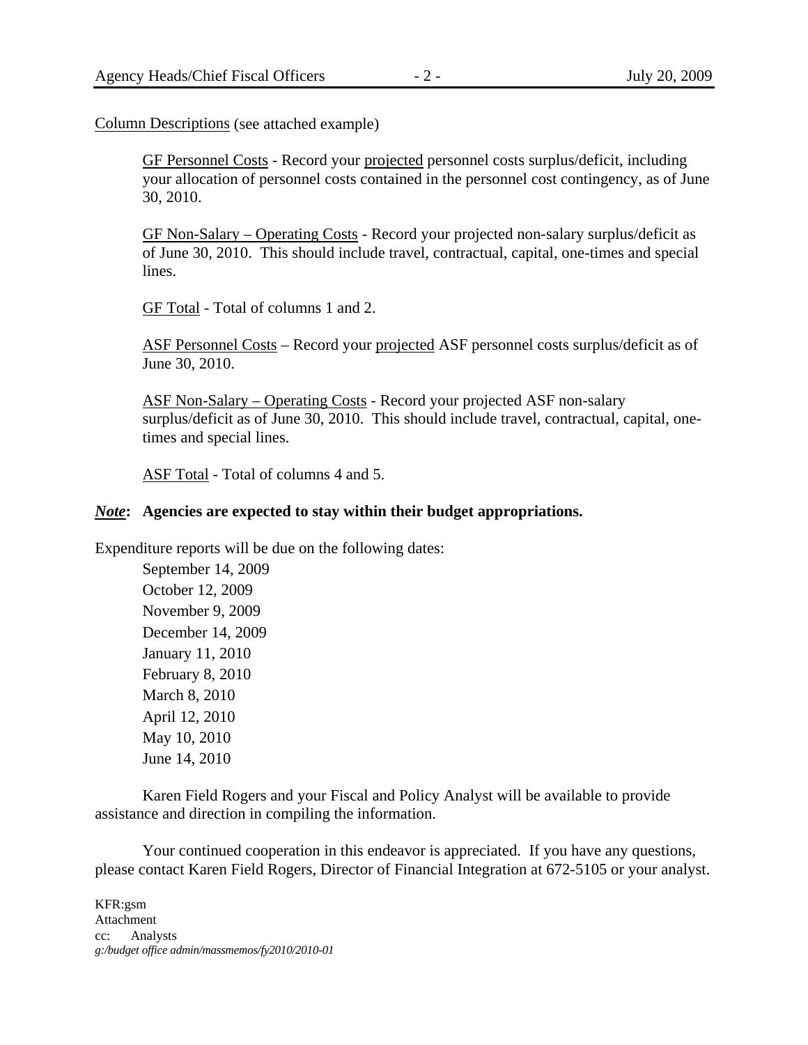<u>Column Descriptions</u> (see attached example)

> <u>GF Personnel Costs</u> - Record your <u>projected</u> personnel costs surplus/deficit, including your allocation of personnel costs contained in the personnel cost contingency, as of June 30, 2010.
>
> <u>GF Non-Salary – Operating Costs</u> - Record your projected non-salary surplus/deficit as of June 30, 2010. This should include travel, contractual, capital, one-times and special lines.
>
> <u>GF Total</u> - Total of columns 1 and 2.
>
> <u>ASF Personnel Costs</u> – Record your <u>projected</u> ASF personnel costs surplus/deficit as of June 30, 2010.
>
> <u>ASF Non-Salary – Operating Costs</u> - Record your projected ASF non-salary surplus/deficit as of June 30, 2010. This should include travel, contractual, capital, one-times and special lines.
>
> <u>ASF Total</u> - Total of columns 4 and 5.

***<u>Note</u>*: Agencies are expected to stay within their budget appropriations.**

Expenditure reports will be due on the following dates:

- September 14, 2009
- October 12, 2009
- November 9, 2009
- December 14, 2009
- January 11, 2010
- February 8, 2010
- March 8, 2010
- April 12, 2010
- May 10, 2010
- June 14, 2010

Karen Field Rogers and your Fiscal and Policy Analyst will be available to provide assistance and direction in compiling the information.

Your continued cooperation in this endeavor is appreciated. If you have any questions, please contact Karen Field Rogers, Director of Financial Integration at 672-5105 or your analyst.

KFR:gsm
Attachment
cc: Analysts
*g:/budget office admin/massmemos/fy2010/2010-01*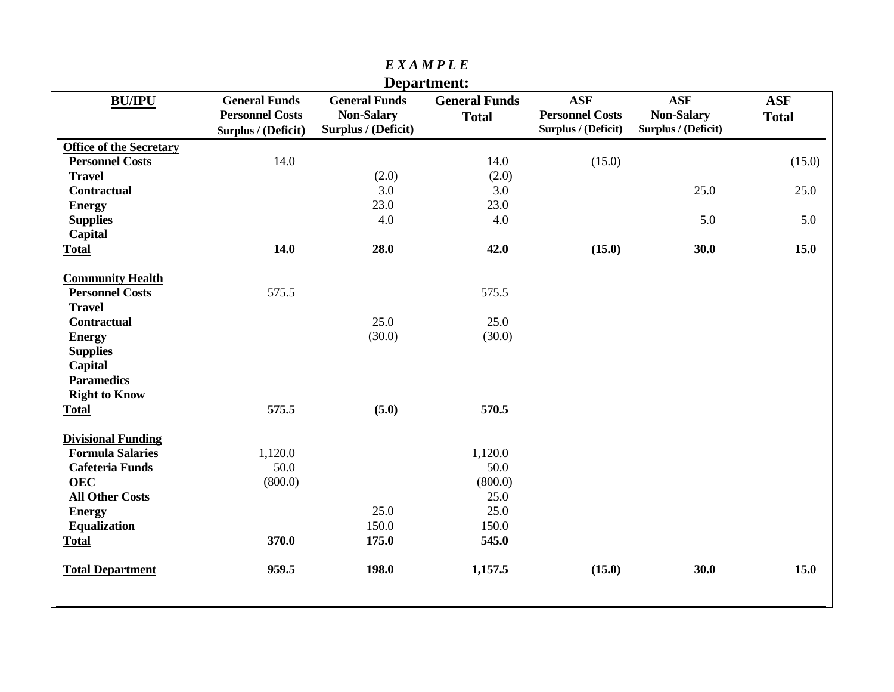*E X A M P L E*

**Department:**

| **BU/IPU** | **General Funds Personnel Costs Surplus / (Deficit)** | **General Funds Non-Salary Surplus / (Deficit)** | **General Funds Total** | **ASF Personnel Costs Surplus / (Deficit)** | **ASF Non-Salary Surplus / (Deficit)** | **ASF Total** |
|---|---|---|---|---|---|---|
| **Office of the Secretary** | | | | | | |
| **Personnel Costs** | 14.0 | | 14.0 | (15.0) | | (15.0) |
| **Travel** | | (2.0) | (2.0) | | | |
| **Contractual** | | 3.0 | 3.0 | | 25.0 | 25.0 |
| **Energy** | | 23.0 | 23.0 | | | |
| **Supplies** | | 4.0 | 4.0 | | 5.0 | 5.0 |
| **Capital** | | | | | | |
| **Total** | **14.0** | **28.0** | **42.0** | **(15.0)** | **30.0** | **15.0** |
| | | | | | | |
| **Community Health** | | | | | | |
| **Personnel Costs** | 575.5 | | 575.5 | | | |
| **Travel** | | | | | | |
| **Contractual** | | 25.0 | 25.0 | | | |
| **Energy** | | (30.0) | (30.0) | | | |
| **Supplies** | | | | | | |
| **Capital** | | | | | | |
| **Paramedics** | | | | | | |
| **Right to Know** | | | | | | |
| **Total** | **575.5** | **(5.0)** | **570.5** | | | |
| | | | | | | |
| **Divisional Funding** | | | | | | |
| **Formula Salaries** | 1,120.0 | | 1,120.0 | | | |
| **Cafeteria Funds** | 50.0 | | 50.0 | | | |
| **OEC** | (800.0) | | (800.0) | | | |
| **All Other Costs** | | | 25.0 | | | |
| **Energy** | | 25.0 | 25.0 | | | |
| **Equalization** | | 150.0 | 150.0 | | | |
| **Total** | **370.0** | **175.0** | **545.0** | | | |
| | | | | | | |
| **Total Department** | **959.5** | **198.0** | **1,157.5** | **(15.0)** | **30.0** | **15.0** |